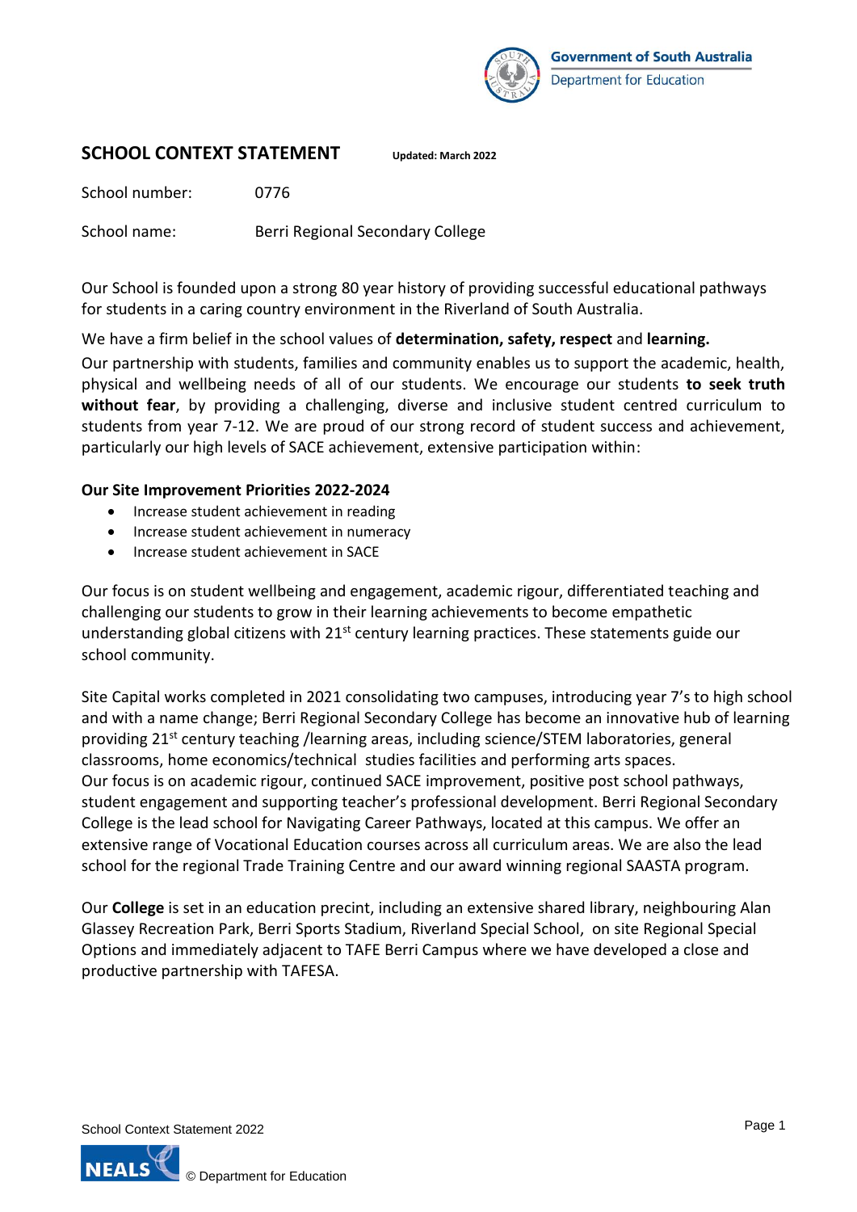Government of South Australia
Department for Education

## SCHOOL CONTEXT STATEMENT

**Updated: March 2022**

School number: 0776

School name: Berri Regional Secondary College

Our School is founded upon a strong 80 year history of providing successful educational pathways for students in a caring country environment in the Riverland of South Australia.

We have a firm belief in the school values of **determination, safety, respect** and **learning.**

Our partnership with students, families and community enables us to support the academic, health, physical and wellbeing needs of all of our students. We encourage our students **to seek truth without fear**, by providing a challenging, diverse and inclusive student centred curriculum to students from year 7-12. We are proud of our strong record of student success and achievement, particularly our high levels of SACE achievement, extensive participation within:

**Our Site Improvement Priorities 2022-2024**

- Increase student achievement in reading
- Increase student achievement in numeracy
- Increase student achievement in SACE

Our focus is on student wellbeing and engagement, academic rigour, differentiated teaching and challenging our students to grow in their learning achievements to become empathetic understanding global citizens with 21st century learning practices. These statements guide our school community.

Site Capital works completed in 2021 consolidating two campuses, introducing year 7's to high school and with a name change; Berri Regional Secondary College has become an innovative hub of learning providing 21st century teaching /learning areas, including science/STEM laboratories, general classrooms, home economics/technical studies facilities and performing arts spaces.
Our focus is on academic rigour, continued SACE improvement, positive post school pathways, student engagement and supporting teacher's professional development. Berri Regional Secondary College is the lead school for Navigating Career Pathways, located at this campus. We offer an extensive range of Vocational Education courses across all curriculum areas. We are also the lead school for the regional Trade Training Centre and our award winning regional SAASTA program.

Our **College** is set in an education precint, including an extensive shared library, neighbouring Alan Glassey Recreation Park, Berri Sports Stadium, Riverland Special School, on site Regional Special Options and immediately adjacent to TAFE Berri Campus where we have developed a close and productive partnership with TAFESA.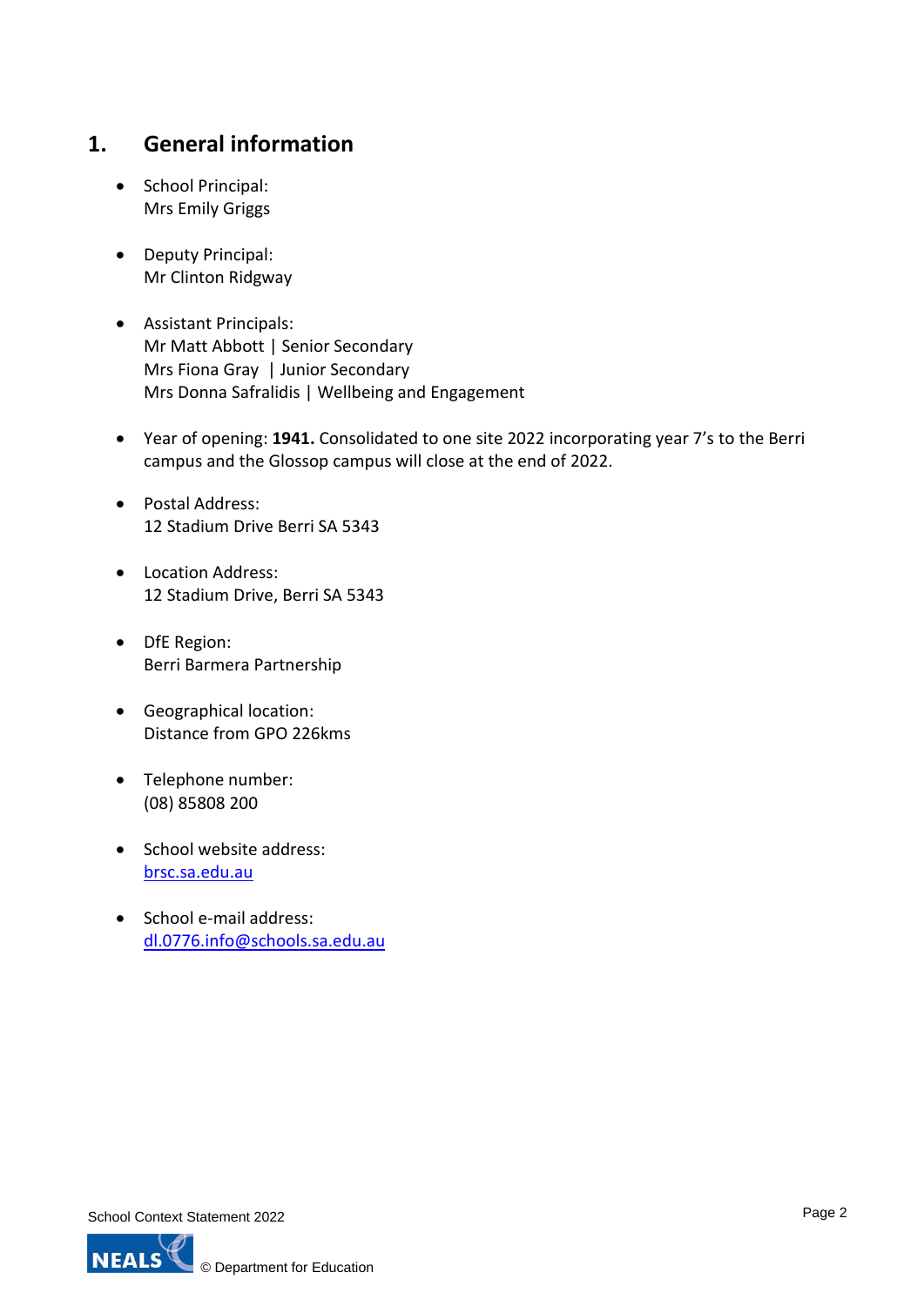## 1. General information

- School Principal:
  Mrs Emily Griggs

- Deputy Principal:
  Mr Clinton Ridgway

- Assistant Principals:
  Mr Matt Abbott | Senior Secondary
  Mrs Fiona Gray | Junior Secondary
  Mrs Donna Safralidis | Wellbeing and Engagement

- Year of opening: **1941.** Consolidated to one site 2022 incorporating year 7's to the Berri campus and the Glossop campus will close at the end of 2022.

- Postal Address:
  12 Stadium Drive Berri SA 5343

- Location Address:
  12 Stadium Drive, Berri SA 5343

- DfE Region:
  Berri Barmera Partnership

- Geographical location:
  Distance from GPO 226kms

- Telephone number:
  (08) 85808 200

- School website address:
  brsc.sa.edu.au

- School e-mail address:
  dl.0776.info@schools.sa.edu.au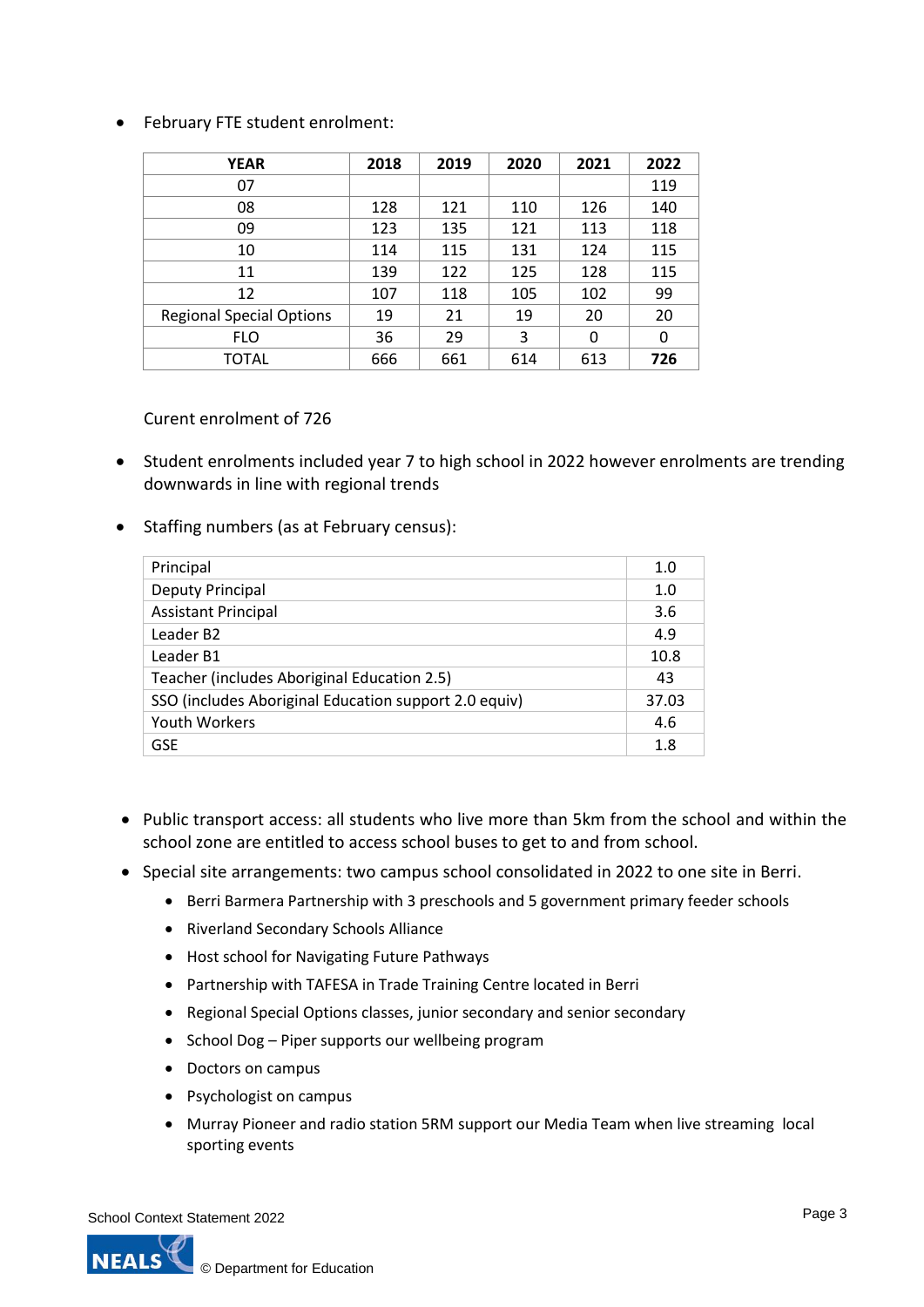- February FTE student enrolment:

| YEAR | 2018 | 2019 | 2020 | 2021 | 2022 |
|---|---|---|---|---|---|
| 07 | | | | | 119 |
| 08 | 128 | 121 | 110 | 126 | 140 |
| 09 | 123 | 135 | 121 | 113 | 118 |
| 10 | 114 | 115 | 131 | 124 | 115 |
| 11 | 139 | 122 | 125 | 128 | 115 |
| 12 | 107 | 118 | 105 | 102 | 99 |
| Regional Special Options | 19 | 21 | 19 | 20 | 20 |
| FLO | 36 | 29 | 3 | 0 | 0 |
| TOTAL | 666 | 661 | 614 | 613 | **726** |

Curent enrolment of 726

- Student enrolments included year 7 to high school in 2022 however enrolments are trending downwards in line with regional trends

- Staffing numbers (as at February census):

| | |
|---|---|
| Principal | 1.0 |
| Deputy Principal | 1.0 |
| Assistant Principal | 3.6 |
| Leader B2 | 4.9 |
| Leader B1 | 10.8 |
| Teacher (includes Aboriginal Education 2.5) | 43 |
| SSO (includes Aboriginal Education support 2.0 equiv) | 37.03 |
| Youth Workers | 4.6 |
| GSE | 1.8 |

- Public transport access: all students who live more than 5km from the school and within the school zone are entitled to access school buses to get to and from school.
- Special site arrangements: two campus school consolidated in 2022 to one site in Berri.
  - Berri Barmera Partnership with 3 preschools and 5 government primary feeder schools
  - Riverland Secondary Schools Alliance
  - Host school for Navigating Future Pathways
  - Partnership with TAFESA in Trade Training Centre located in Berri
  - Regional Special Options classes, junior secondary and senior secondary
  - School Dog – Piper supports our wellbeing program
  - Doctors on campus
  - Psychologist on campus
  - Murray Pioneer and radio station 5RM support our Media Team when live streaming local sporting events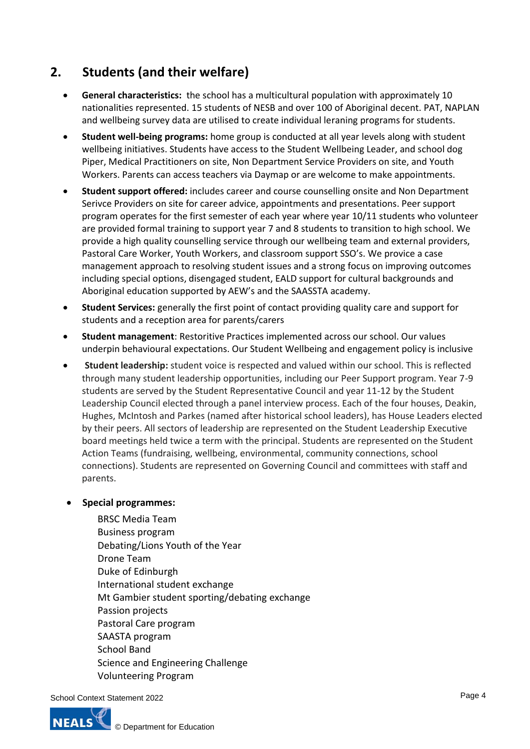## 2. Students (and their welfare)

- **General characteristics:** the school has a multicultural population with approximately 10 nationalities represented. 15 students of NESB and over 100 of Aboriginal decent. PAT, NAPLAN and wellbeing survey data are utilised to create individual leraning programs for students.
- **Student well-being programs:** home group is conducted at all year levels along with student wellbeing initiatives. Students have access to the Student Wellbeing Leader, and school dog Piper, Medical Practitioners on site, Non Department Service Providers on site, and Youth Workers. Parents can access teachers via Daymap or are welcome to make appointments.
- **Student support offered:** includes career and course counselling onsite and Non Department Serivce Providers on site for career advice, appointments and presentations. Peer support program operates for the first semester of each year where year 10/11 students who volunteer are provided formal training to support year 7 and 8 students to transition to high school. We provide a high quality counselling service through our wellbeing team and external providers, Pastoral Care Worker, Youth Workers, and classroom support SSO's. We provice a case management approach to resolving student issues and a strong focus on improving outcomes including special options, disengaged student, EALD support for cultural backgrounds and Aboriginal education supported by AEW's and the SAASSTA academy.
- **Student Services:** generally the first point of contact providing quality care and support for students and a reception area for parents/carers
- **Student management**: Restoritive Practices implemented across our school. Our values underpin behavioural expectations. Our Student Wellbeing and engagement policy is inclusive
- **Student leadership:** student voice is respected and valued within our school. This is reflected through many student leadership opportunities, including our Peer Support program. Year 7-9 students are served by the Student Representative Council and year 11-12 by the Student Leadership Council elected through a panel interview process. Each of the four houses, Deakin, Hughes, McIntosh and Parkes (named after historical school leaders), has House Leaders elected by their peers. All sectors of leadership are represented on the Student Leadership Executive board meetings held twice a term with the principal. Students are represented on the Student Action Teams (fundraising, wellbeing, environmental, community connections, school connections). Students are represented on Governing Council and committees with staff and parents.
- **Special programmes:**

  BRSC Media Team
  Business program
  Debating/Lions Youth of the Year
  Drone Team
  Duke of Edinburgh
  International student exchange
  Mt Gambier student sporting/debating exchange
  Passion projects
  Pastoral Care program
  SAASTA program
  School Band
  Science and Engineering Challenge
  Volunteering Program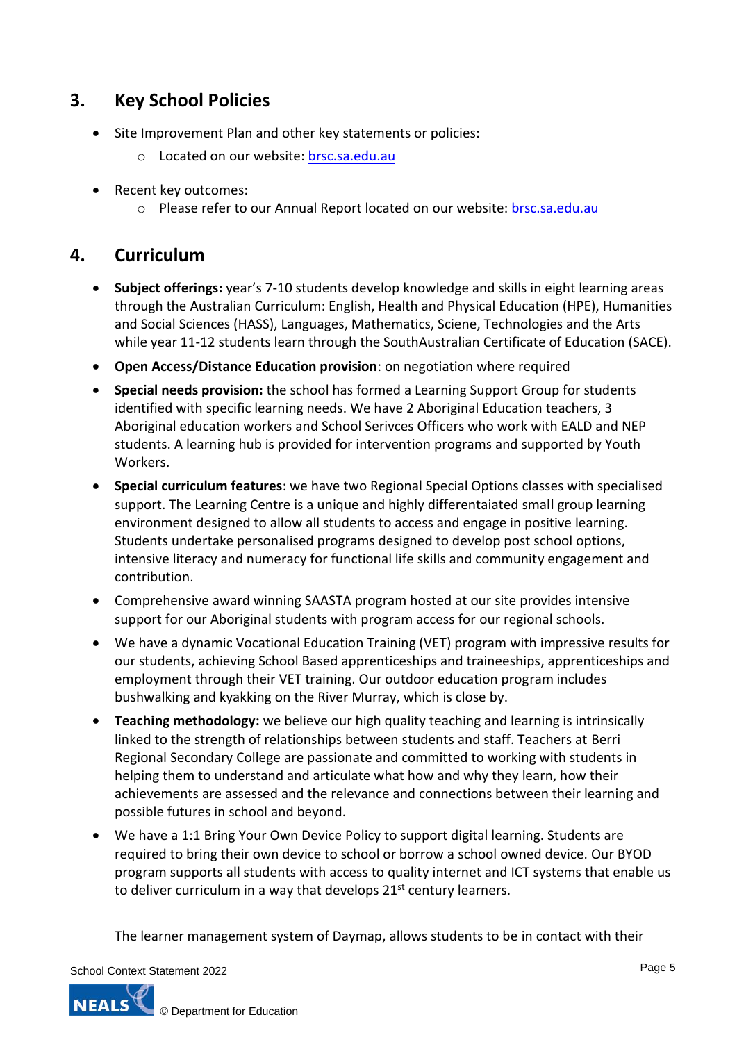## 3. Key School Policies

- Site Improvement Plan and other key statements or policies:
  - Located on our website: [brsc.sa.edu.au](brsc.sa.edu.au)
- Recent key outcomes:
  - Please refer to our Annual Report located on our website: [brsc.sa.edu.au](brsc.sa.edu.au)

## 4. Curriculum

- **Subject offerings:** year's 7-10 students develop knowledge and skills in eight learning areas through the Australian Curriculum: English, Health and Physical Education (HPE), Humanities and Social Sciences (HASS), Languages, Mathematics, Sciene, Technologies and the Arts while year 11-12 students learn through the SouthAustralian Certificate of Education (SACE).
- **Open Access/Distance Education provision**: on negotiation where required
- **Special needs provision:** the school has formed a Learning Support Group for students identified with specific learning needs. We have 2 Aboriginal Education teachers, 3 Aboriginal education workers and School Serivces Officers who work with EALD and NEP students. A learning hub is provided for intervention programs and supported by Youth Workers.
- **Special curriculum features**: we have two Regional Special Options classes with specialised support. The Learning Centre is a unique and highly differentaiated small group learning environment designed to allow all students to access and engage in positive learning. Students undertake personalised programs designed to develop post school options, intensive literacy and numeracy for functional life skills and community engagement and contribution.
- Comprehensive award winning SAASTA program hosted at our site provides intensive support for our Aboriginal students with program access for our regional schools.
- We have a dynamic Vocational Education Training (VET) program with impressive results for our students, achieving School Based apprenticeships and traineeships, apprenticeships and employment through their VET training. Our outdoor education program includes bushwalking and kyakking on the River Murray, which is close by.
- **Teaching methodology:** we believe our high quality teaching and learning is intrinsically linked to the strength of relationships between students and staff. Teachers at Berri Regional Secondary College are passionate and committed to working with students in helping them to understand and articulate what how and why they learn, how their achievements are assessed and the relevance and connections between their learning and possible futures in school and beyond.
- We have a 1:1 Bring Your Own Device Policy to support digital learning. Students are required to bring their own device to school or borrow a school owned device. Our BYOD program supports all students with access to quality internet and ICT systems that enable us to deliver curriculum in a way that develops 21st century learners.

  The learner management system of Daymap, allows students to be in contact with their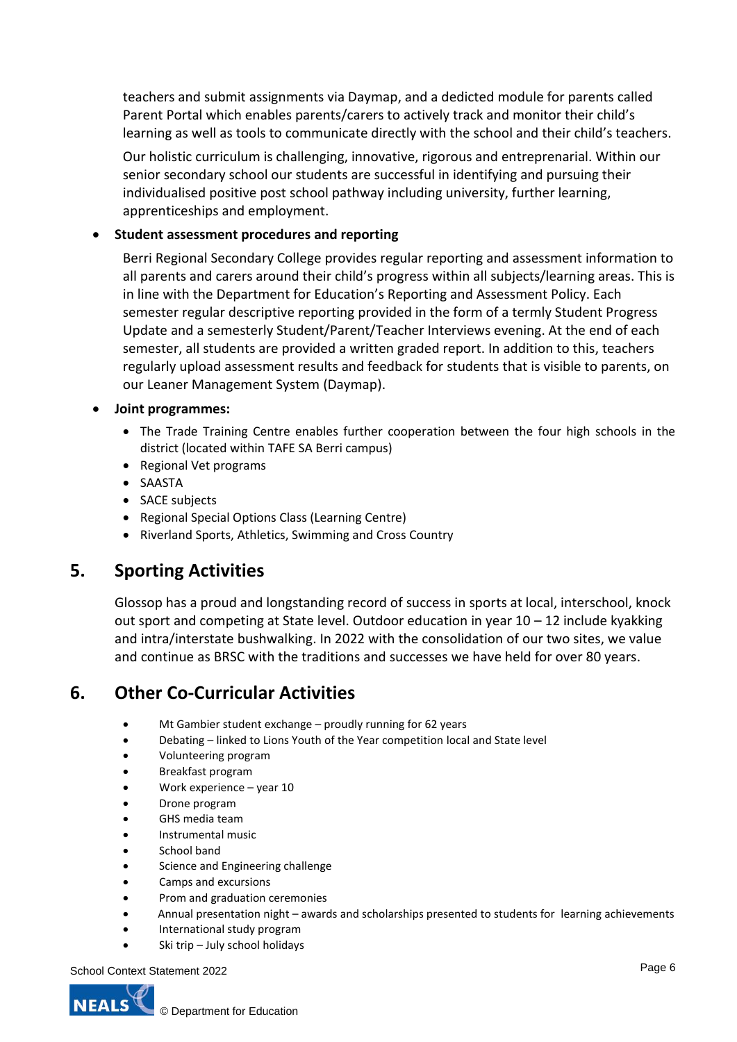teachers and submit assignments via Daymap, and a dedicted module for parents called Parent Portal which enables parents/carers to actively track and monitor their child's learning as well as tools to communicate directly with the school and their child's teachers.

Our holistic curriculum is challenging, innovative, rigorous and entreprenarial. Within our senior secondary school our students are successful in identifying and pursuing their individualised positive post school pathway including university, further learning, apprenticeships and employment.

- **Student assessment procedures and reporting**

  Berri Regional Secondary College provides regular reporting and assessment information to all parents and carers around their child's progress within all subjects/learning areas. This is in line with the Department for Education's Reporting and Assessment Policy. Each semester regular descriptive reporting provided in the form of a termly Student Progress Update and a semesterly Student/Parent/Teacher Interviews evening. At the end of each semester, all students are provided a written graded report. In addition to this, teachers regularly upload assessment results and feedback for students that is visible to parents, on our Leaner Management System (Daymap).

- **Joint programmes:**
  - The Trade Training Centre enables further cooperation between the four high schools in the district (located within TAFE SA Berri campus)
  - Regional Vet programs
  - SAASTA
  - SACE subjects
  - Regional Special Options Class (Learning Centre)
  - Riverland Sports, Athletics, Swimming and Cross Country

## 5. Sporting Activities

Glossop has a proud and longstanding record of success in sports at local, interschool, knock out sport and competing at State level. Outdoor education in year 10 – 12 include kyakking and intra/interstate bushwalking. In 2022 with the consolidation of our two sites, we value and continue as BRSC with the traditions and successes we have held for over 80 years.

## 6. Other Co-Curricular Activities

- Mt Gambier student exchange – proudly running for 62 years
- Debating – linked to Lions Youth of the Year competition local and State level
- Volunteering program
- Breakfast program
- Work experience – year 10
- Drone program
- GHS media team
- Instrumental music
- School band
- Science and Engineering challenge
- Camps and excursions
- Prom and graduation ceremonies
- Annual presentation night – awards and scholarships presented to students for learning achievements
- International study program
- Ski trip – July school holidays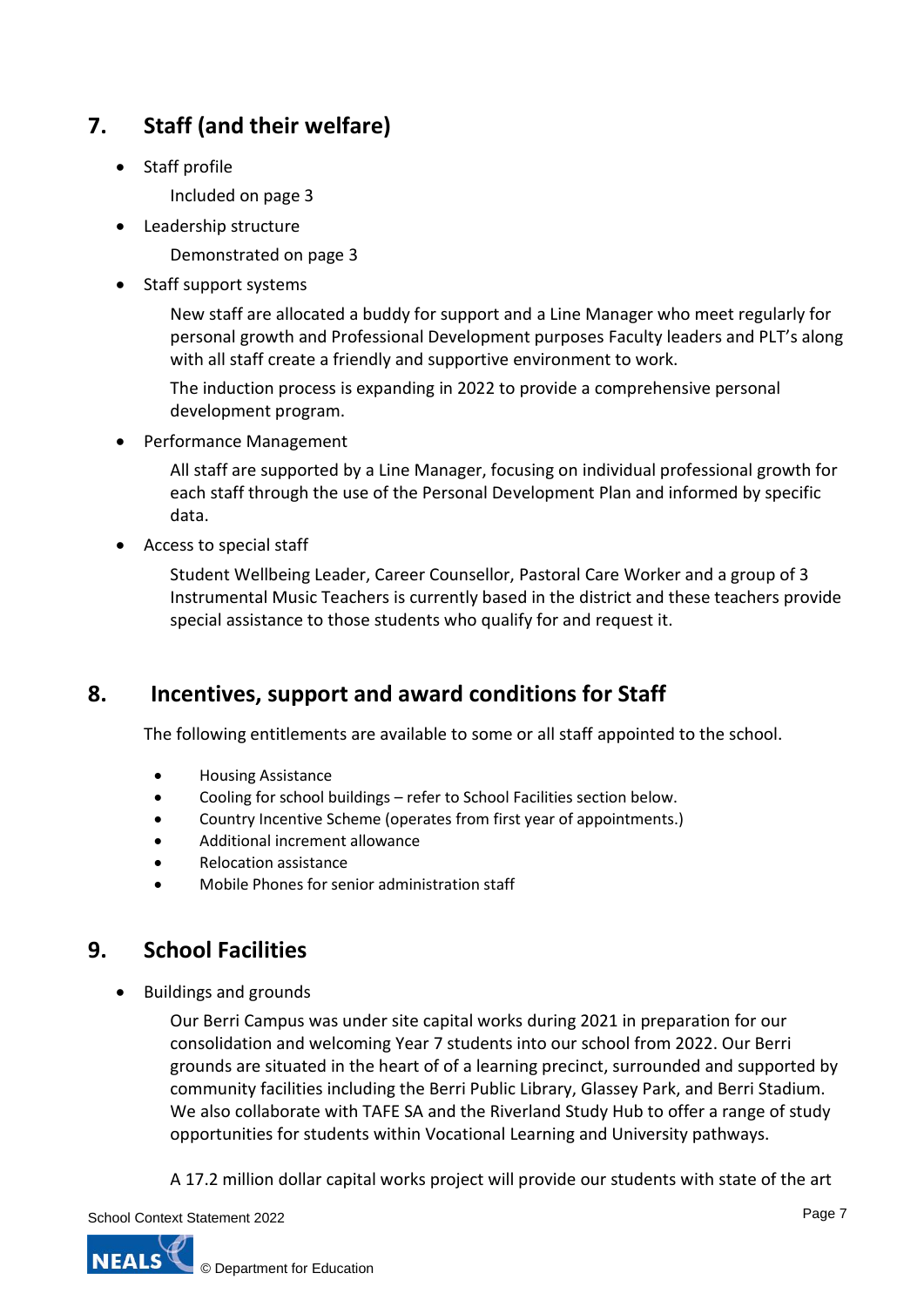## 7. Staff (and their welfare)

- Staff profile

  Included on page 3

- Leadership structure

  Demonstrated on page 3

- Staff support systems

  New staff are allocated a buddy for support and a Line Manager who meet regularly for personal growth and Professional Development purposes Faculty leaders and PLT's along with all staff create a friendly and supportive environment to work.

  The induction process is expanding in 2022 to provide a comprehensive personal development program.

- Performance Management

  All staff are supported by a Line Manager, focusing on individual professional growth for each staff through the use of the Personal Development Plan and informed by specific data.

- Access to special staff

  Student Wellbeing Leader, Career Counsellor, Pastoral Care Worker and a group of 3 Instrumental Music Teachers is currently based in the district and these teachers provide special assistance to those students who qualify for and request it.

## 8. Incentives, support and award conditions for Staff

The following entitlements are available to some or all staff appointed to the school.

- Housing Assistance
- Cooling for school buildings – refer to School Facilities section below.
- Country Incentive Scheme (operates from first year of appointments.)
- Additional increment allowance
- Relocation assistance
- Mobile Phones for senior administration staff

## 9. School Facilities

- Buildings and grounds

  Our Berri Campus was under site capital works during 2021 in preparation for our consolidation and welcoming Year 7 students into our school from 2022. Our Berri grounds are situated in the heart of of a learning precinct, surrounded and supported by community facilities including the Berri Public Library, Glassey Park, and Berri Stadium. We also collaborate with TAFE SA and the Riverland Study Hub to offer a range of study opportunities for students within Vocational Learning and University pathways.

  A 17.2 million dollar capital works project will provide our students with state of the art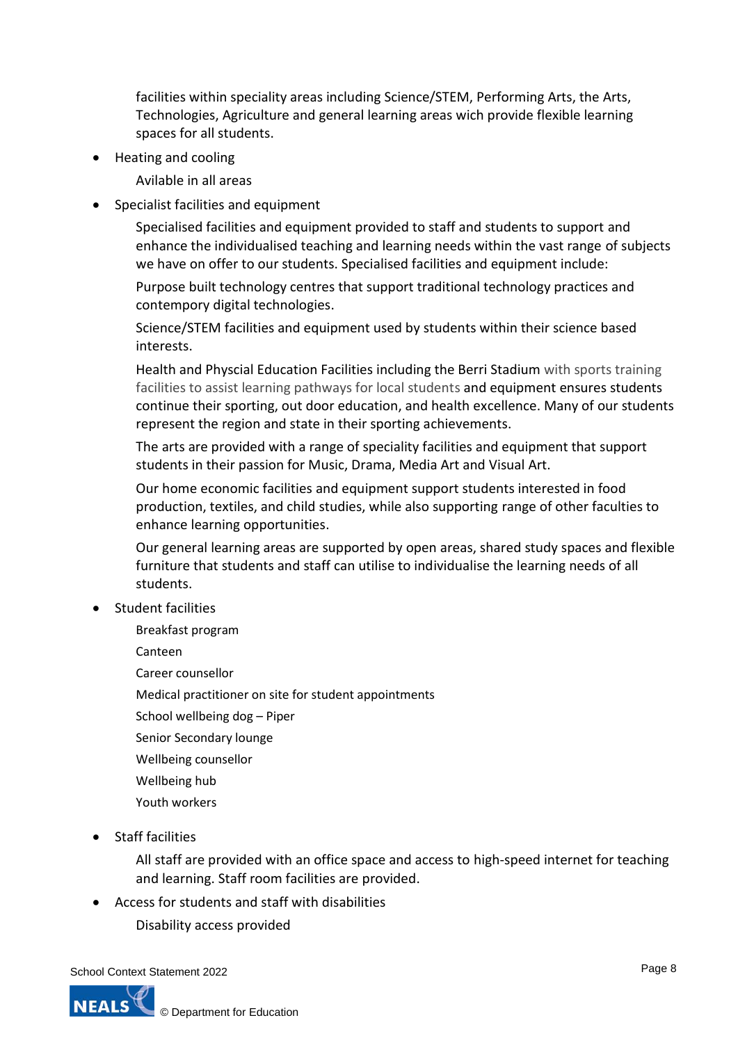facilities within speciality areas including Science/STEM, Performing Arts, the Arts, Technologies, Agriculture and general learning areas wich provide flexible learning spaces for all students.

- Heating and cooling

  Avilable in all areas

- Specialist facilities and equipment

  Specialised facilities and equipment provided to staff and students to support and enhance the individualised teaching and learning needs within the vast range of subjects we have on offer to our students. Specialised facilities and equipment include:

  Purpose built technology centres that support traditional technology practices and contempory digital technologies.

  Science/STEM facilities and equipment used by students within their science based interests.

  Health and Physcial Education Facilities including the Berri Stadium with sports training facilities to assist learning pathways for local students and equipment ensures students continue their sporting, out door education, and health excellence. Many of our students represent the region and state in their sporting achievements.

  The arts are provided with a range of speciality facilities and equipment that support students in their passion for Music, Drama, Media Art and Visual Art.

  Our home economic facilities and equipment support students interested in food production, textiles, and child studies, while also supporting range of other faculties to enhance learning opportunities.

  Our general learning areas are supported by open areas, shared study spaces and flexible furniture that students and staff can utilise to individualise the learning needs of all students.

- Student facilities

  Breakfast program

  Canteen

  Career counsellor

  Medical practitioner on site for student appointments

  School wellbeing dog – Piper

  Senior Secondary lounge

  Wellbeing counsellor

  Wellbeing hub

  Youth workers

- Staff facilities

  All staff are provided with an office space and access to high-speed internet for teaching and learning. Staff room facilities are provided.

- Access for students and staff with disabilities

  Disability access provided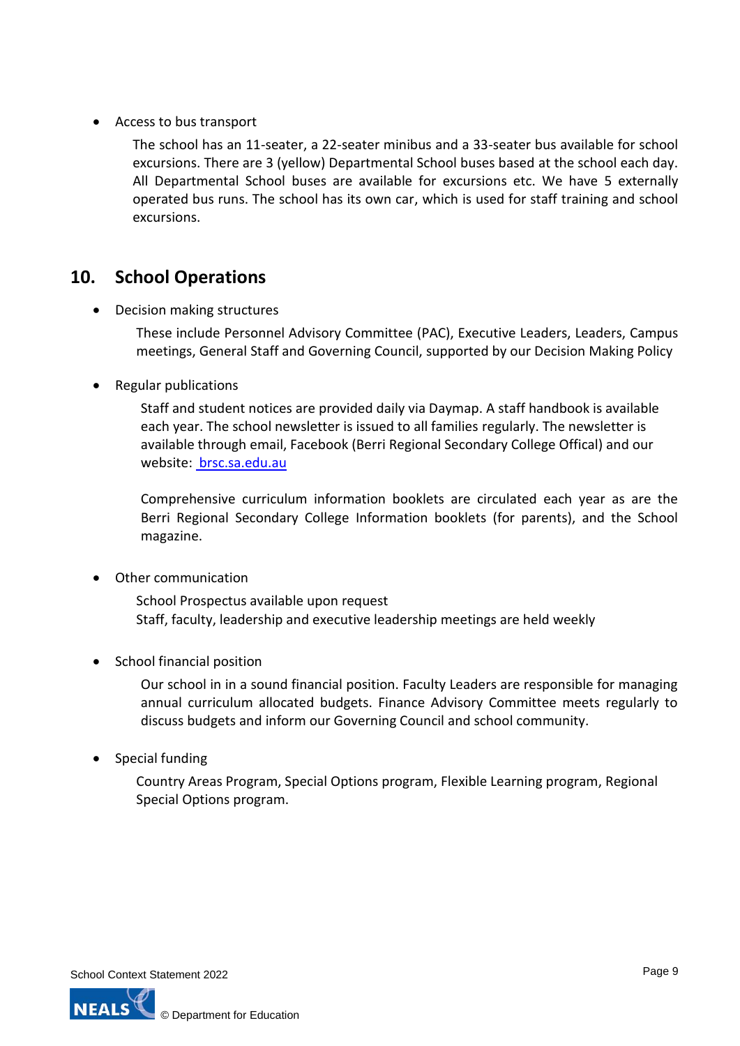- Access to bus transport

  The school has an 11-seater, a 22-seater minibus and a 33-seater bus available for school excursions. There are 3 (yellow) Departmental School buses based at the school each day. All Departmental School buses are available for excursions etc. We have 5 externally operated bus runs. The school has its own car, which is used for staff training and school excursions.

## 10. School Operations

- Decision making structures

  These include Personnel Advisory Committee (PAC), Executive Leaders, Leaders, Campus meetings, General Staff and Governing Council, supported by our Decision Making Policy

- Regular publications

  Staff and student notices are provided daily via Daymap. A staff handbook is available each year. The school newsletter is issued to all families regularly. The newsletter is available through email, Facebook (Berri Regional Secondary College Offical) and our website: [brsc.sa.edu.au](brsc.sa.edu.au)

  Comprehensive curriculum information booklets are circulated each year as are the Berri Regional Secondary College Information booklets (for parents), and the School magazine.

- Other communication

  School Prospectus available upon request
  Staff, faculty, leadership and executive leadership meetings are held weekly

- School financial position

  Our school in in a sound financial position. Faculty Leaders are responsible for managing annual curriculum allocated budgets. Finance Advisory Committee meets regularly to discuss budgets and inform our Governing Council and school community.

- Special funding

  Country Areas Program, Special Options program, Flexible Learning program, Regional Special Options program.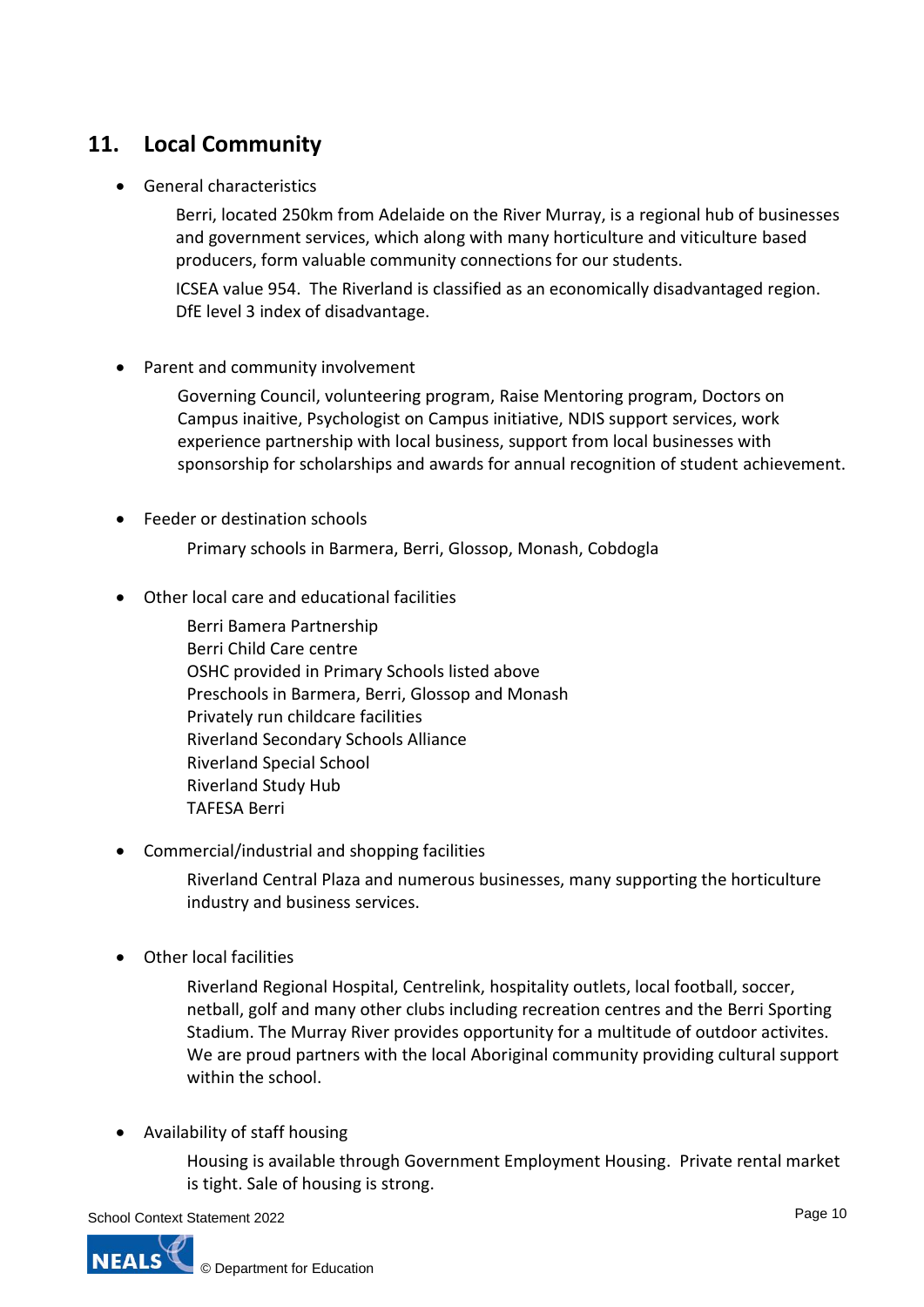## 11. Local Community

- General characteristics

  Berri, located 250km from Adelaide on the River Murray, is a regional hub of businesses and government services, which along with many horticulture and viticulture based producers, form valuable community connections for our students.

  ICSEA value 954. The Riverland is classified as an economically disadvantaged region. DfE level 3 index of disadvantage.

- Parent and community involvement

  Governing Council, volunteering program, Raise Mentoring program, Doctors on Campus inaitive, Psychologist on Campus initiative, NDIS support services, work experience partnership with local business, support from local businesses with sponsorship for scholarships and awards for annual recognition of student achievement.

- Feeder or destination schools

  Primary schools in Barmera, Berri, Glossop, Monash, Cobdogla

- Other local care and educational facilities

  Berri Bamera Partnership
  Berri Child Care centre
  OSHC provided in Primary Schools listed above
  Preschools in Barmera, Berri, Glossop and Monash
  Privately run childcare facilities
  Riverland Secondary Schools Alliance
  Riverland Special School
  Riverland Study Hub
  TAFESA Berri

- Commercial/industrial and shopping facilities

  Riverland Central Plaza and numerous businesses, many supporting the horticulture industry and business services.

- Other local facilities

  Riverland Regional Hospital, Centrelink, hospitality outlets, local football, soccer, netball, golf and many other clubs including recreation centres and the Berri Sporting Stadium. The Murray River provides opportunity for a multitude of outdoor activites. We are proud partners with the local Aboriginal community providing cultural support within the school.

- Availability of staff housing

  Housing is available through Government Employment Housing. Private rental market is tight. Sale of housing is strong.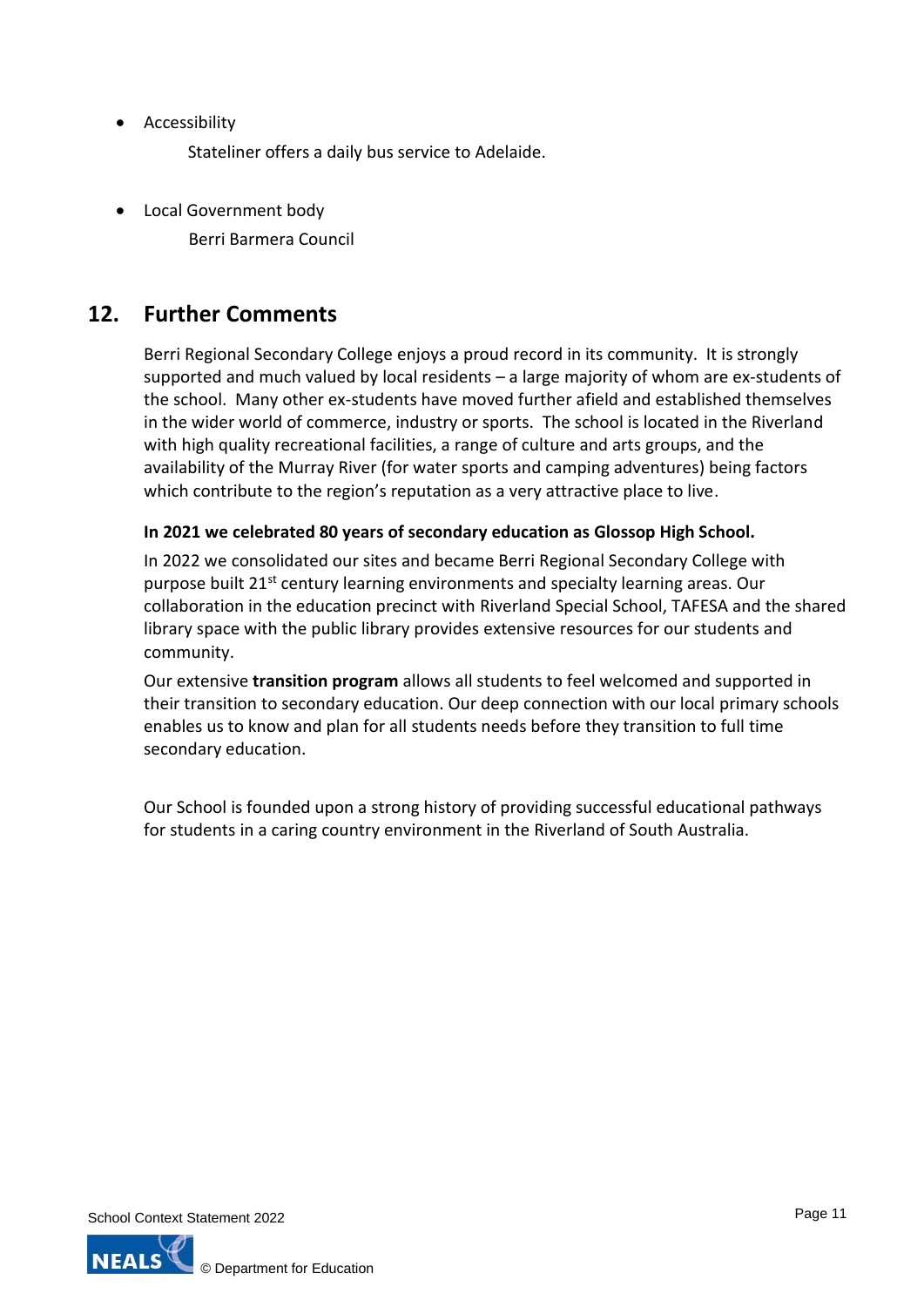- Accessibility

  Stateliner offers a daily bus service to Adelaide.

- Local Government body

  Berri Barmera Council

## 12. Further Comments

Berri Regional Secondary College enjoys a proud record in its community. It is strongly supported and much valued by local residents – a large majority of whom are ex-students of the school. Many other ex-students have moved further afield and established themselves in the wider world of commerce, industry or sports. The school is located in the Riverland with high quality recreational facilities, a range of culture and arts groups, and the availability of the Murray River (for water sports and camping adventures) being factors which contribute to the region's reputation as a very attractive place to live.

**In 2021 we celebrated 80 years of secondary education as Glossop High School.**

In 2022 we consolidated our sites and became Berri Regional Secondary College with purpose built 21st century learning environments and specialty learning areas. Our collaboration in the education precinct with Riverland Special School, TAFESA and the shared library space with the public library provides extensive resources for our students and community.

Our extensive **transition program** allows all students to feel welcomed and supported in their transition to secondary education. Our deep connection with our local primary schools enables us to know and plan for all students needs before they transition to full time secondary education.

Our School is founded upon a strong history of providing successful educational pathways for students in a caring country environment in the Riverland of South Australia.